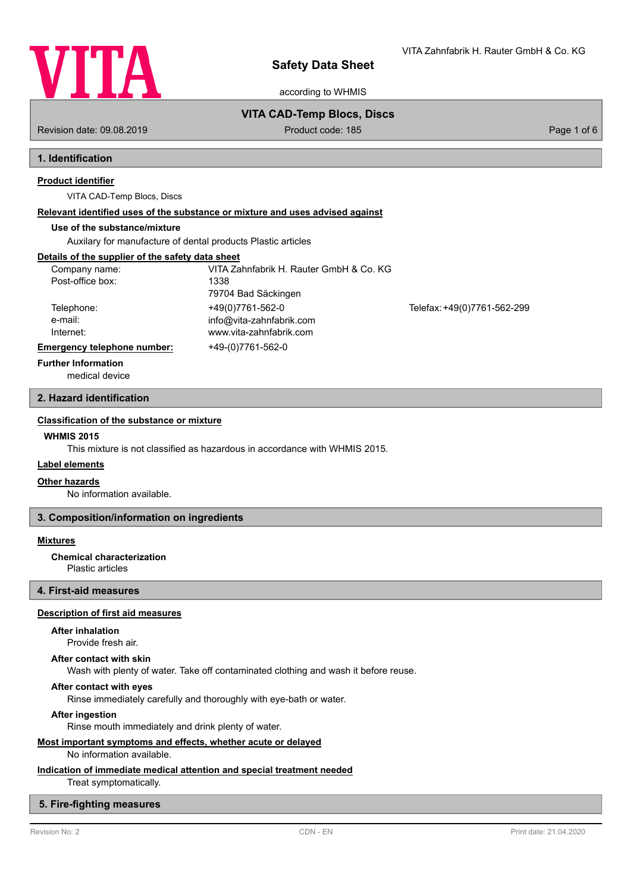# Safety Data Sheet

according to WHMIS

**VITA CAD-Temp Blocs, Discs**

Revision date: 09.08.2019 Product code: 185

## 1. Identification

### Product identifier

VITA CAD-Temp Blocs, Discs

### Relevant identified uses of the substance or mixture and uses advised against

**Use of the substance/mixture**

Auxilary for manufacture of dental products Plastic articles

### Details of the supplier of the safety data sheet

| | | |
|---|---|---|
| Company name: | VITA Zahnfabrik H. Rauter GmbH & Co. KG | |
| Post-office box: | 1338 | |
| | 79704 Bad Säckingen | |
| Telephone: | +49(0)7761-562-0 | Telefax: +49(0)7761-562-299 |
| e-mail: | info@vita-zahnfabrik.com | |
| Internet: | www.vita-zahnfabrik.com | |

**Emergency telephone number:** +49-(0)7761-562-0

**Further Information**

medical device

## 2. Hazard identification

### Classification of the substance or mixture

**WHMIS 2015**

This mixture is not classified as hazardous in accordance with WHMIS 2015.

### Label elements

### Other hazards

No information available.

## 3. Composition/information on ingredients

### Mixtures

**Chemical characterization**

Plastic articles

## 4. First-aid measures

### Description of first aid measures

**After inhalation**

Provide fresh air.

**After contact with skin**

Wash with plenty of water. Take off contaminated clothing and wash it before reuse.

**After contact with eyes**

Rinse immediately carefully and thoroughly with eye-bath or water.

**After ingestion**

Rinse mouth immediately and drink plenty of water.

### Most important symptoms and effects, whether acute or delayed

No information available.

### Indication of immediate medical attention and special treatment needed

Treat symptomatically.

## 5. Fire-fighting measures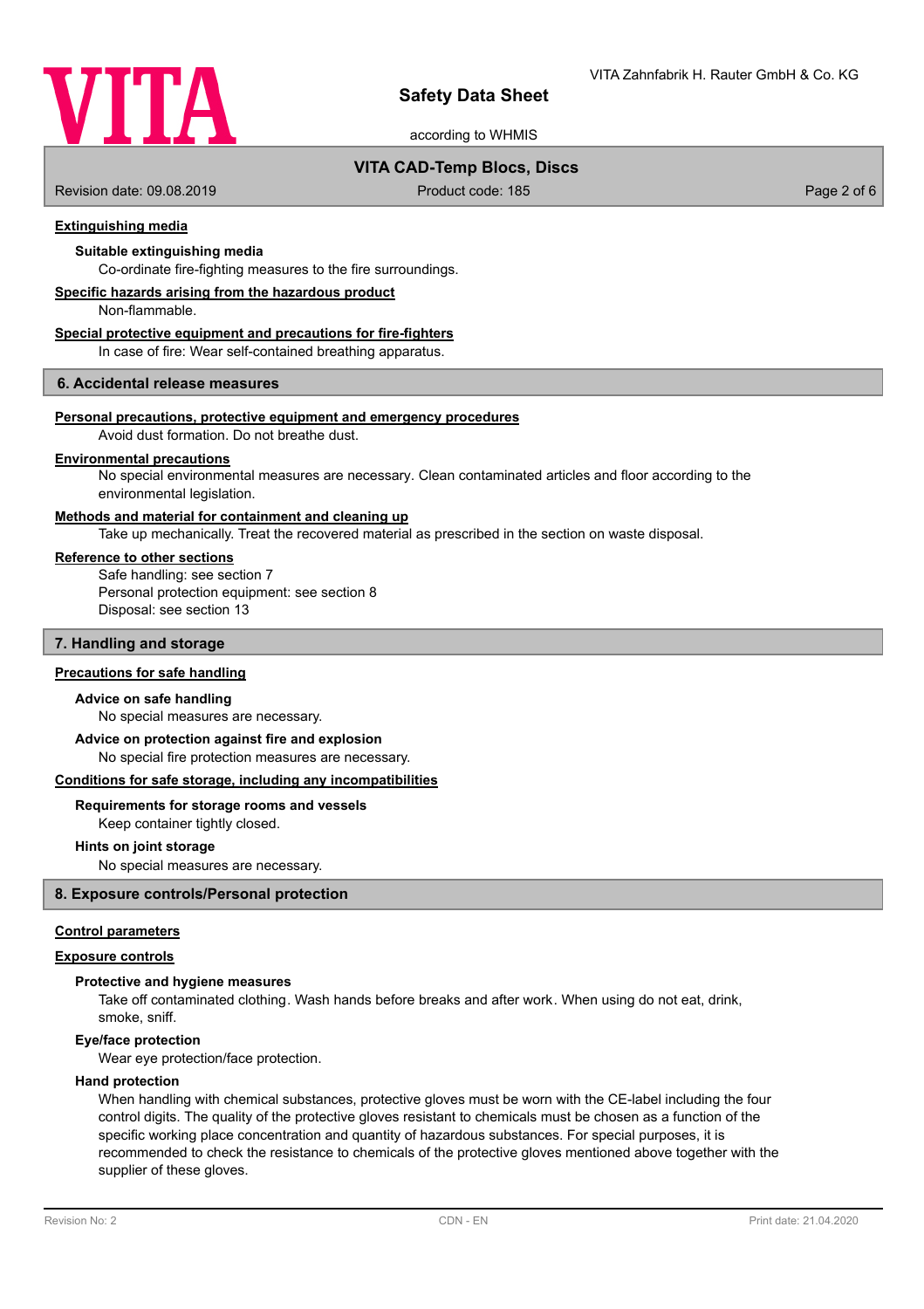#### Extinguishing media

**Suitable extinguishing media**

Co-ordinate fire-fighting measures to the fire surroundings.

#### Specific hazards arising from the hazardous product

Non-flammable.

#### Special protective equipment and precautions for fire-fighters

In case of fire: Wear self-contained breathing apparatus.

## 6. Accidental release measures

#### Personal precautions, protective equipment and emergency procedures

Avoid dust formation. Do not breathe dust.

#### Environmental precautions

No special environmental measures are necessary. Clean contaminated articles and floor according to the environmental legislation.

#### Methods and material for containment and cleaning up

Take up mechanically. Treat the recovered material as prescribed in the section on waste disposal.

#### Reference to other sections

Safe handling: see section 7
Personal protection equipment: see section 8
Disposal: see section 13

## 7. Handling and storage

#### Precautions for safe handling

**Advice on safe handling**

No special measures are necessary.

**Advice on protection against fire and explosion**

No special fire protection measures are necessary.

#### Conditions for safe storage, including any incompatibilities

**Requirements for storage rooms and vessels**

Keep container tightly closed.

**Hints on joint storage**

No special measures are necessary.

## 8. Exposure controls/Personal protection

#### Control parameters

#### Exposure controls

**Protective and hygiene measures**

Take off contaminated clothing. Wash hands before breaks and after work. When using do not eat, drink, smoke, sniff.

**Eye/face protection**

Wear eye protection/face protection.

**Hand protection**

When handling with chemical substances, protective gloves must be worn with the CE-label including the four control digits. The quality of the protective gloves resistant to chemicals must be chosen as a function of the specific working place concentration and quantity of hazardous substances. For special purposes, it is recommended to check the resistance to chemicals of the protective gloves mentioned above together with the supplier of these gloves.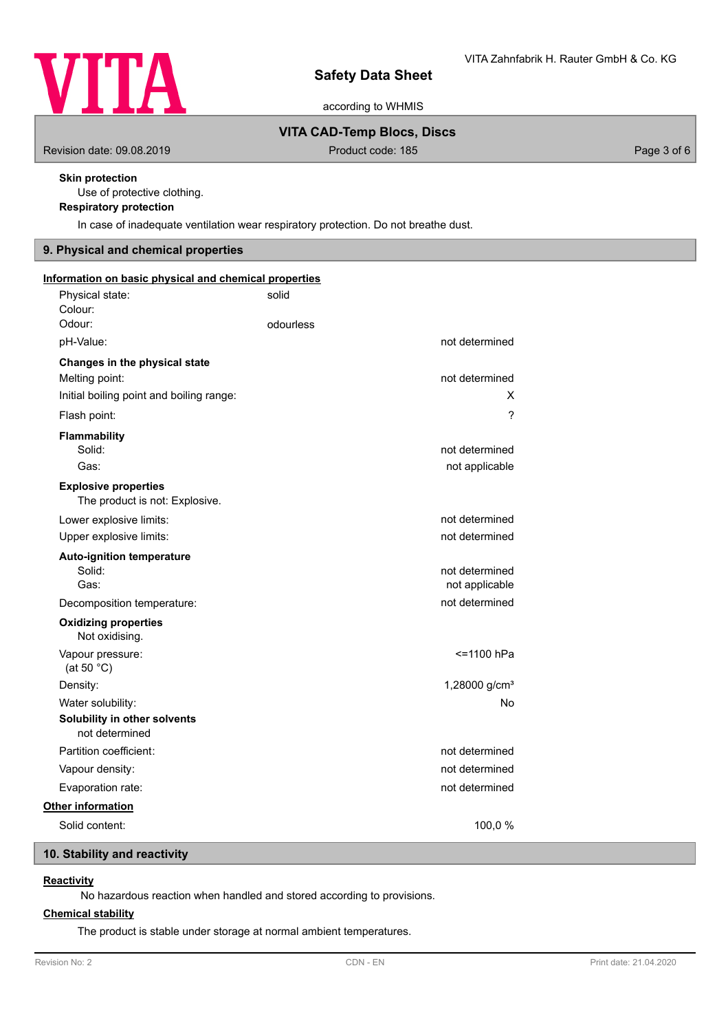**Skin protection**

Use of protective clothing.

**Respiratory protection**

In case of inadequate ventilation wear respiratory protection. Do not breathe dust.

## 9. Physical and chemical properties

**Information on basic physical and chemical properties**

| | | |
|---|---|---|
| Physical state: | solid | |
| Colour: | | |
| Odour: | odourless | |
| pH-Value: | | not determined |
| **Changes in the physical state** | | |
| Melting point: | | not determined |
| Initial boiling point and boiling range: | | X |
| Flash point: | | ? |
| **Flammability** | | |
| Solid: | | not determined |
| Gas: | | not applicable |

**Explosive properties**

The product is not: Explosive.

| | |
|---|---|
| Lower explosive limits: | not determined |
| Upper explosive limits: | not determined |
| **Auto-ignition temperature** | |
| Solid: | not determined |
| Gas: | not applicable |
| Decomposition temperature: | not determined |

**Oxidizing properties**

Not oxidising.

| | |
|---|---|
| Vapour pressure: (at 50 °C) | <=1100 hPa |
| Density: | 1,28000 g/cm³ |
| Water solubility: | No |

**Solubility in other solvents**

not determined

| | |
|---|---|
| Partition coefficient: | not determined |
| Vapour density: | not determined |
| Evaporation rate: | not determined |

**Other information**

| | |
|---|---|
| Solid content: | 100,0 % |

## 10. Stability and reactivity

**Reactivity**

No hazardous reaction when handled and stored according to provisions.

**Chemical stability**

The product is stable under storage at normal ambient temperatures.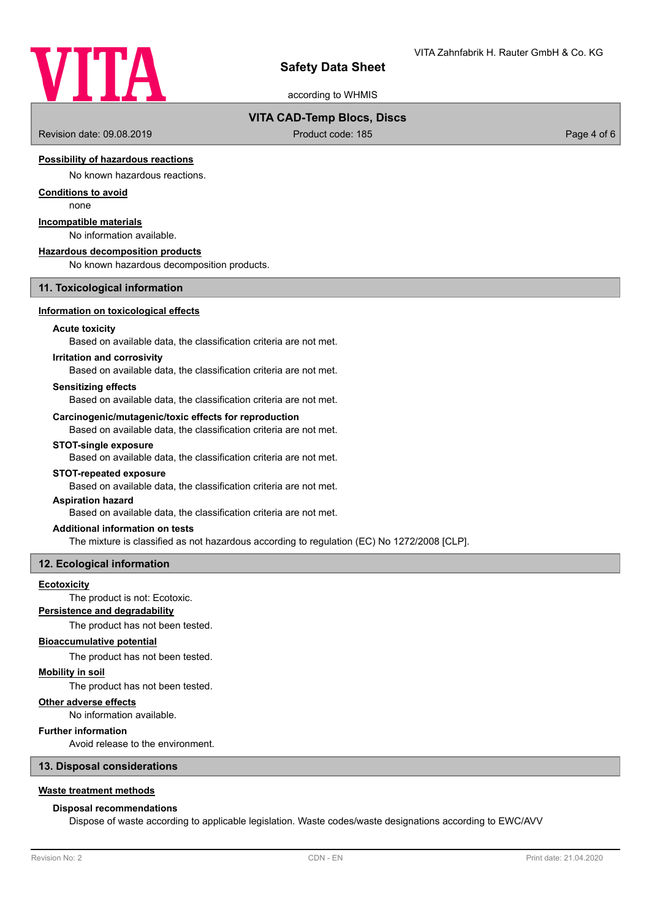#### Possibility of hazardous reactions

No known hazardous reactions.

#### Conditions to avoid

none

#### Incompatible materials

No information available.

#### Hazardous decomposition products

No known hazardous decomposition products.

## 11. Toxicological information

#### Information on toxicological effects

**Acute toxicity**

Based on available data, the classification criteria are not met.

**Irritation and corrosivity**

Based on available data, the classification criteria are not met.

**Sensitizing effects**

Based on available data, the classification criteria are not met.

**Carcinogenic/mutagenic/toxic effects for reproduction**

Based on available data, the classification criteria are not met.

**STOT-single exposure**

Based on available data, the classification criteria are not met.

**STOT-repeated exposure**

Based on available data, the classification criteria are not met.

**Aspiration hazard**

Based on available data, the classification criteria are not met.

**Additional information on tests**

The mixture is classified as not hazardous according to regulation (EC) No 1272/2008 [CLP].

## 12. Ecological information

#### Ecotoxicity

The product is not: Ecotoxic.

#### Persistence and degradability

The product has not been tested.

#### Bioaccumulative potential

The product has not been tested.

#### Mobility in soil

The product has not been tested.

#### Other adverse effects

No information available.

**Further information**

Avoid release to the environment.

## 13. Disposal considerations

#### Waste treatment methods

**Disposal recommendations**

Dispose of waste according to applicable legislation. Waste codes/waste designations according to EWC/AVV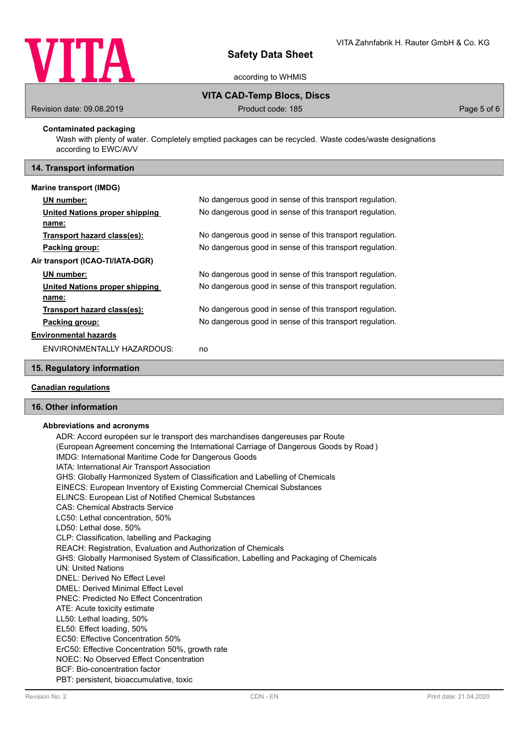**Contaminated packaging**

Wash with plenty of water. Completely emptied packages can be recycled. Waste codes/waste designations according to EWC/AVV

## 14. Transport information

**Marine transport (IMDG)**

| | |
|---|---|
| **UN number:** | No dangerous good in sense of this transport regulation. |
| **United Nations proper shipping name:** | No dangerous good in sense of this transport regulation. |
| **Transport hazard class(es):** | No dangerous good in sense of this transport regulation. |
| **Packing group:** | No dangerous good in sense of this transport regulation. |

**Air transport (ICAO-TI/IATA-DGR)**

| | |
|---|---|
| **UN number:** | No dangerous good in sense of this transport regulation. |
| **United Nations proper shipping name:** | No dangerous good in sense of this transport regulation. |
| **Transport hazard class(es):** | No dangerous good in sense of this transport regulation. |
| **Packing group:** | No dangerous good in sense of this transport regulation. |

**Environmental hazards**

ENVIRONMENTALLY HAZARDOUS: no

## 15. Regulatory information

**Canadian regulations**

## 16. Other information

**Abbreviations and acronyms**

ADR: Accord européen sur le transport des marchandises dangereuses par Route
(European Agreement concerning the International Carriage of Dangerous Goods by Road )
IMDG: International Maritime Code for Dangerous Goods
IATA: International Air Transport Association
GHS: Globally Harmonized System of Classification and Labelling of Chemicals
EINECS: European Inventory of Existing Commercial Chemical Substances
ELINCS: European List of Notified Chemical Substances
CAS: Chemical Abstracts Service
LC50: Lethal concentration, 50%
LD50: Lethal dose, 50%
CLP: Classification, labelling and Packaging
REACH: Registration, Evaluation and Authorization of Chemicals
GHS: Globally Harmonised System of Classification, Labelling and Packaging of Chemicals
UN: United Nations
DNEL: Derived No Effect Level
DMEL: Derived Minimal Effect Level
PNEC: Predicted No Effect Concentration
ATE: Acute toxicity estimate
LL50: Lethal loading, 50%
EL50: Effect loading, 50%
EC50: Effective Concentration 50%
ErC50: Effective Concentration 50%, growth rate
NOEC: No Observed Effect Concentration
BCF: Bio-concentration factor
PBT: persistent, bioaccumulative, toxic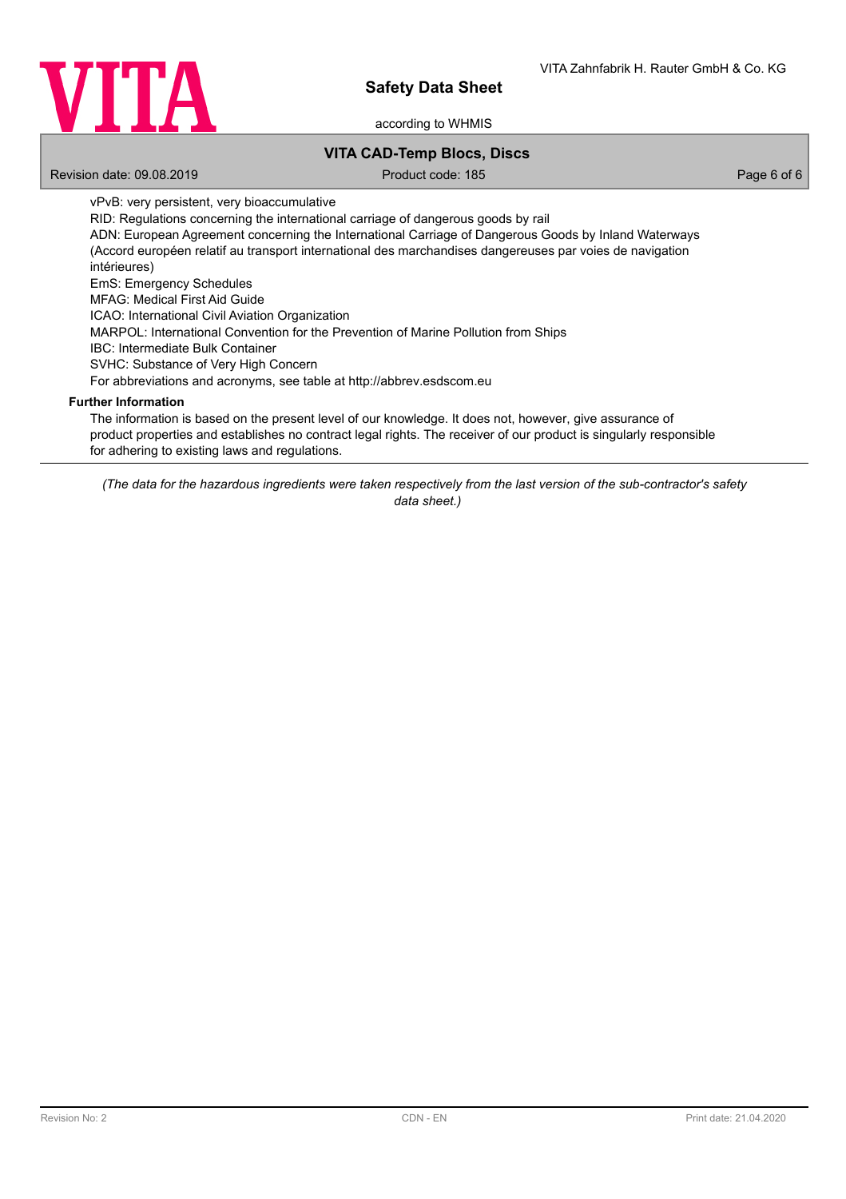vPvB: very persistent, very bioaccumulative
RID: Regulations concerning the international carriage of dangerous goods by rail
ADN: European Agreement concerning the International Carriage of Dangerous Goods by Inland Waterways (Accord européen relatif au transport international des marchandises dangereuses par voies de navigation intérieures)
EmS: Emergency Schedules
MFAG: Medical First Aid Guide
ICAO: International Civil Aviation Organization
MARPOL: International Convention for the Prevention of Marine Pollution from Ships
IBC: Intermediate Bulk Container
SVHC: Substance of Very High Concern
For abbreviations and acronyms, see table at http://abbrev.esdscom.eu

**Further Information**

The information is based on the present level of our knowledge. It does not, however, give assurance of product properties and establishes no contract legal rights. The receiver of our product is singularly responsible for adhering to existing laws and regulations.

---

*(The data for the hazardous ingredients were taken respectively from the last version of the sub-contractor's safety data sheet.)*